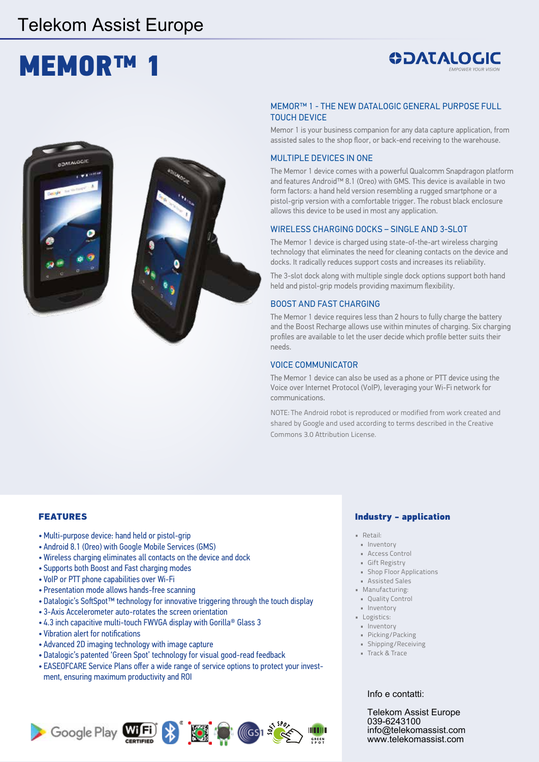Telekom Assist Europe

# MEMOR™ 1

DATALOGIC
EMPOWER YOUR VISION

## MEMOR™ 1 - THE NEW DATALOGIC GENERAL PURPOSE FULL TOUCH DEVICE

Memor 1 is your business companion for any data capture application, from assisted sales to the shop floor, or back-end receiving to the warehouse.

## MULTIPLE DEVICES IN ONE

The Memor 1 device comes with a powerful Qualcomm Snapdragon platform and features Android™ 8.1 (Oreo) with GMS. This device is available in two form factors: a hand held version resembling a rugged smartphone or a pistol-grip version with a comfortable trigger. The robust black enclosure allows this device to be used in most any application.

## WIRELESS CHARGING DOCKS – SINGLE AND 3-SLOT

The Memor 1 device is charged using state-of-the-art wireless charging technology that eliminates the need for cleaning contacts on the device and docks. It radically reduces support costs and increases its reliability.

The 3-slot dock along with multiple single dock options support both hand held and pistol-grip models providing maximum flexibility.

## BOOST AND FAST CHARGING

The Memor 1 device requires less than 2 hours to fully charge the battery and the Boost Recharge allows use within minutes of charging. Six charging profiles are available to let the user decide which profile better suits their needs.

## VOICE COMMUNICATOR

The Memor 1 device can also be used as a phone or PTT device using the Voice over Internet Protocol (VoIP), leveraging your Wi-Fi network for communications.

NOTE: The Android robot is reproduced or modified from work created and shared by Google and used according to terms described in the Creative Commons 3.0 Attribution License.

## FEATURES

- Multi-purpose device: hand held or pistol-grip
- Android 8.1 (Oreo) with Google Mobile Services (GMS)
- Wireless charging eliminates all contacts on the device and dock
- Supports both Boost and Fast charging modes
- VoIP or PTT phone capabilities over Wi-Fi
- Presentation mode allows hands-free scanning
- Datalogic's SoftSpot™ technology for innovative triggering through the touch display
- 3-Axis Accelerometer auto-rotates the screen orientation
- 4.3 inch capacitive multi-touch FWVGA display with Gorilla® Glass 3
- Vibration alert for notifications
- Advanced 2D imaging technology with image capture
- Datalogic's patented 'Green Spot' technology for visual good-read feedback
- EASEOFCARE Service Plans offer a wide range of service options to protect your investment, ensuring maximum productivity and ROI

## Industry – application

- Retail:
  - Inventory
  - Access Control
  - Gift Registry
  - Shop Floor Applications
  - Assisted Sales
- Manufacturing:
  - Quality Control
  - Inventory
- Logistics:
  - Inventory
  - Picking/Packing
  - Shipping/Receiving
  - Track & Trace

Info e contatti:

Telekom Assist Europe
039-6243100
info@telekomassist.com
www.telekomassist.com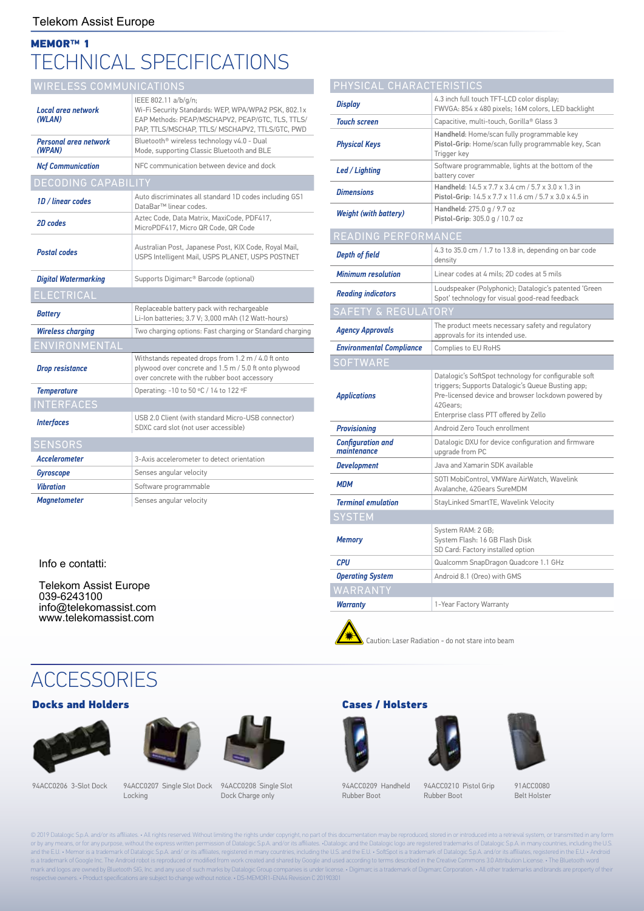Telekom Assist Europe

**MEMOR™ 1**

# TECHNICAL SPECIFICATIONS

## WIRELESS COMMUNICATIONS

| | |
|---|---|
| *Local area network (WLAN)* | IEEE 802.11 a/b/g/n; Wi-Fi Security Standards: WEP, WPA/WPA2 PSK, 802.1x EAP Methods: PEAP/MSCHAPV2, PEAP/GTC, TLS, TTLS/ PAP, TTLS/MSCHAP, TTLS/ MSCHAPV2, TTLS/GTC, PWD |
| *Personal area network (WPAN)* | Bluetooth® wireless technology v4.0 - Dual Mode, supporting Classic Bluetooth and BLE |
| *Ncf Communication* | NFC communication between device and dock |

## DECODING CAPABILITY

| | |
|---|---|
| *1D / linear codes* | Auto discriminates all standard 1D codes including GS1 DataBar™ linear codes. |
| *2D codes* | Aztec Code, Data Matrix, MaxiCode, PDF417, MicroPDF417, Micro QR Code, QR Code |
| *Postal codes* | Australian Post, Japanese Post, KIX Code, Royal Mail, USPS Intelligent Mail, USPS PLANET, USPS POSTNET |
| *Digital Watermarking* | Supports Digimarc® Barcode (optional) |

## ELECTRICAL

| | |
|---|---|
| *Battery* | Replaceable battery pack with rechargeable Li-Ion batteries; 3.7 V; 3,000 mAh (12 Watt-hours) |
| *Wireless charging* | Two charging options: Fast charging or Standard charging |

## ENVIRONMENTAL

| | |
|---|---|
| *Drop resistance* | Withstands repeated drops from 1.2 m / 4.0 ft onto plywood over concrete and 1.5 m / 5.0 ft onto plywood over concrete with the rubber boot accessory |
| *Temperature* | Operating: -10 to 50 ºC / 14 to 122 ºF |

## INTERFACES

| | |
|---|---|
| *Interfaces* | USB 2.0 Client (with standard Micro-USB connector) SDXC card slot (not user accessible) |

## SENSORS

| | |
|---|---|
| *Accelerometer* | 3-Axis accelerometer to detect orientation |
| *Gyroscope* | Senses angular velocity |
| *Vibration* | Software programmable |
| *Magnetometer* | Senses angular velocity |

## PHYSICAL CHARACTERISTICS

| | |
|---|---|
| *Display* | 4.3 inch full touch TFT-LCD color display; FWVGA: 854 x 480 pixels; 16M colors, LED backlight |
| *Touch screen* | Capacitive, multi-touch, Gorilla® Glass 3 |
| *Physical Keys* | **Handheld**: Home/scan fully programmable key **Pistol-Grip**: Home/scan fully programmable key, Scan Trigger key |
| *Led / Lighting* | Software programmable, lights at the bottom of the battery cover |
| *Dimensions* | **Handheld**: 14.5 x 7.7 x 3.4 cm / 5.7 x 3.0 x 1.3 in **Pistol-Grip**: 14.5 x 7.7 x 11.6 cm / 5.7 x 3.0 x 4.5 in |
| *Weight (with battery)* | **Handheld**: 275.0 g / 9.7 oz **Pistol-Grip**: 305.0 g / 10.7 oz |

## READING PERFORMANCE

| | |
|---|---|
| *Depth of field* | 4.3 to 35.0 cm / 1.7 to 13.8 in, depending on bar code density |
| *Minimum resolution* | Linear codes at 4 mils; 2D codes at 5 mils |
| *Reading indicators* | Loudspeaker (Polyphonic); Datalogic's patented 'Green Spot' technology for visual good-read feedback |

## SAFETY & REGULATORY

| | |
|---|---|
| *Agency Approvals* | The product meets necessary safety and regulatory approvals for its intended use. |
| *Environmental Compliance* | Complies to EU RoHS |

## SOFTWARE

| | |
|---|---|
| *Applications* | Datalogic's SoftSpot technology for configurable soft triggers; Supports Datalogic's Queue Busting app; Pre-licensed device and browser lockdown powered by 42Gears; Enterprise class PTT offered by Zello |
| *Provisioning* | Android Zero Touch enrollment |
| *Configuration and maintenance* | Datalogic DXU for device configuration and firmware upgrade from PC |
| *Development* | Java and Xamarin SDK available |
| *MDM* | SOTI MobiControl, VMWare AirWatch, Wavelink Avalanche, 42Gears SureMDM |
| *Terminal emulation* | StayLinked SmartTE, Wavelink Velocity |

## SYSTEM

| | |
|---|---|
| *Memory* | System RAM: 2 GB; System Flash: 16 GB Flash Disk SD Card: Factory installed option |
| *CPU* | Qualcomm SnapDragon Quadcore 1.1 GHz |
| *Operating System* | Android 8.1 (Oreo) with GMS |

## WARRANTY

| | |
|---|---|
| *Warranty* | 1-Year Factory Warranty |

Caution: Laser Radiation - do not stare into beam

Info e contatti:

Telekom Assist Europe
039-6243100
info@telekomassist.com
www.telekomassist.com

# ACCESSORIES

### Docks and Holders

94ACC0206 3-Slot Dock

94ACC0207 Single Slot Dock Locking

94ACC0208 Single Slot Dock Charge only

### Cases / Holsters

94ACC0209 Handheld Rubber Boot

94ACC0210 Pistol Grip Rubber Boot

91ACC0080 Belt Holster

© 2019 Datalogic S.p.A. and/or its affiliates. • All rights reserved. Without limiting the rights under copyright, no part of this documentation may be reproduced, stored in or introduced into a retrieval system, or transmitted in any form or by any means, or for any purpose, without the express written permission of Datalogic S.p.A. and/or its affiliates. •Datalogic and the Datalogic logo are registered trademarks of Datalogic S.p.A. in many countries, including the U.S. and the E.U. • Memor is a trademark of Datalogic S.p.A. and/ or its affiliates, registered in many countries, including the U.S. and the E.U. • SoftSpot is a trademark of Datalogic S.p.A. and/or its affiliates, registered in the E.U. • Android is a trademark of Google Inc. The Android robot is reproduced or modified from work created and shared by Google and used according to terms described in the Creative Commons 3.0 Attribution License. • The Bluetooth word mark and logos are owned by Bluetooth SIG, Inc. and any use of such marks by Datalogic Group companies is under license. • Digimarc is a trademark of Digimarc Corporation. • All other trademarks and brands are property of their respective owners. • Product specifications are subject to change without notice. • DS-MEMOR1-ENA4 Revision C 20190301